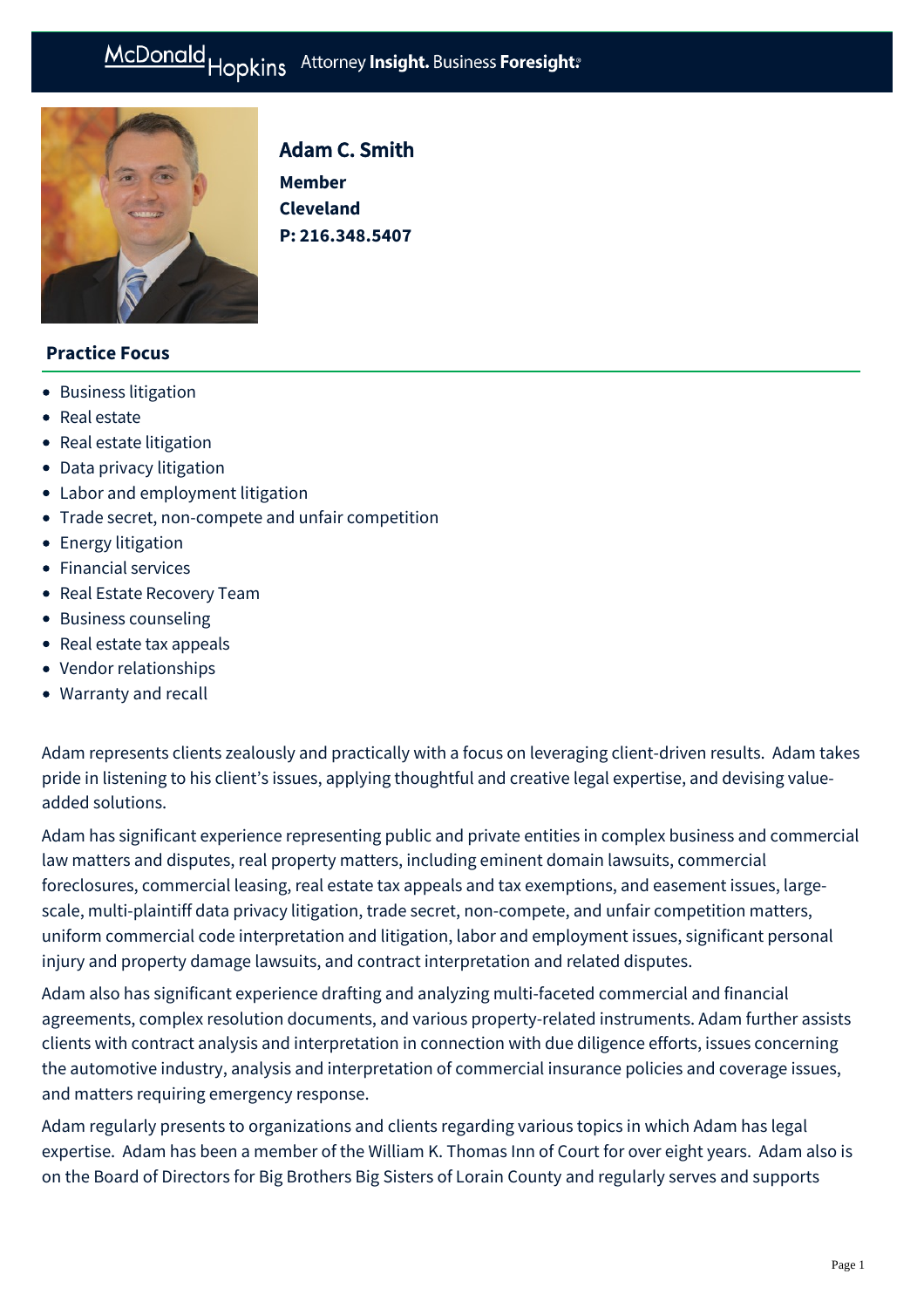# Adam C. Smith

**Member**
**Cleveland**
**P: 216.348.5407**

## Practice Focus

- Business litigation
- Real estate
- Real estate litigation
- Data privacy litigation
- Labor and employment litigation
- Trade secret, non-compete and unfair competition
- Energy litigation
- Financial services
- Real Estate Recovery Team
- Business counseling
- Real estate tax appeals
- Vendor relationships
- Warranty and recall

Adam represents clients zealously and practically with a focus on leveraging client-driven results. Adam takes pride in listening to his client's issues, applying thoughtful and creative legal expertise, and devising value-added solutions.

Adam has significant experience representing public and private entities in complex business and commercial law matters and disputes, real property matters, including eminent domain lawsuits, commercial foreclosures, commercial leasing, real estate tax appeals and tax exemptions, and easement issues, large-scale, multi-plaintiff data privacy litigation, trade secret, non-compete, and unfair competition matters, uniform commercial code interpretation and litigation, labor and employment issues, significant personal injury and property damage lawsuits, and contract interpretation and related disputes.

Adam also has significant experience drafting and analyzing multi-faceted commercial and financial agreements, complex resolution documents, and various property-related instruments. Adam further assists clients with contract analysis and interpretation in connection with due diligence efforts, issues concerning the automotive industry, analysis and interpretation of commercial insurance policies and coverage issues, and matters requiring emergency response.

Adam regularly presents to organizations and clients regarding various topics in which Adam has legal expertise. Adam has been a member of the William K. Thomas Inn of Court for over eight years. Adam also is on the Board of Directors for Big Brothers Big Sisters of Lorain County and regularly serves and supports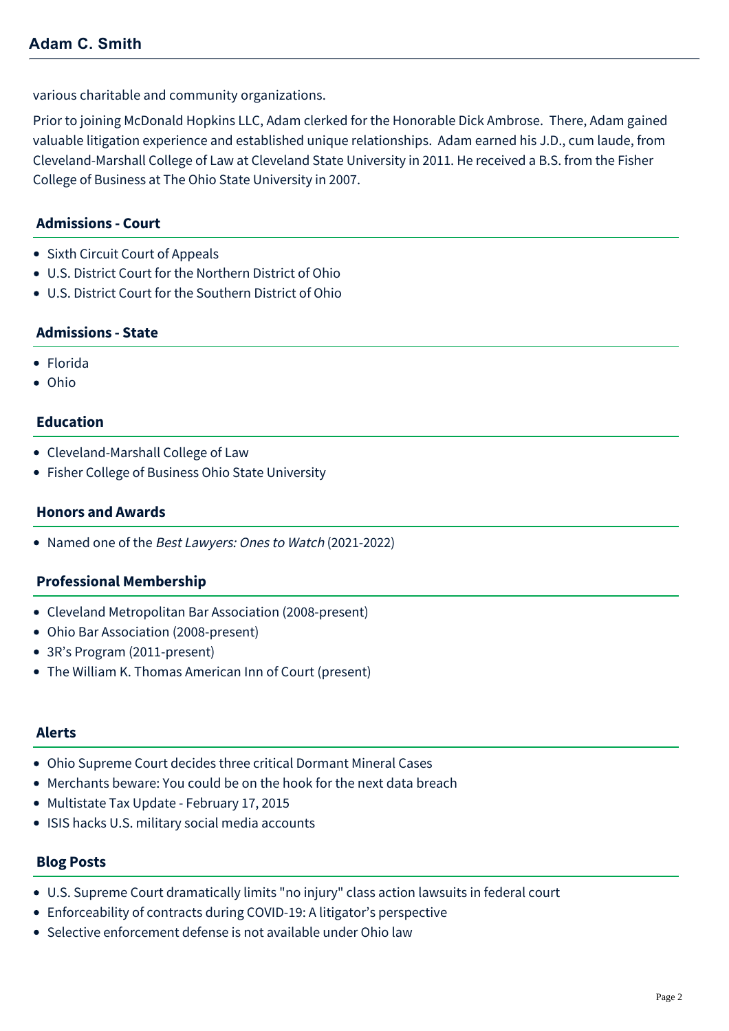various charitable and community organizations.

Prior to joining McDonald Hopkins LLC, Adam clerked for the Honorable Dick Ambrose.  There, Adam gained valuable litigation experience and established unique relationships.  Adam earned his J.D., cum laude, from Cleveland-Marshall College of Law at Cleveland State University in 2011. He received a B.S. from the Fisher College of Business at The Ohio State University in 2007.

## Admissions - Court

- Sixth Circuit Court of Appeals
- U.S. District Court for the Northern District of Ohio
- U.S. District Court for the Southern District of Ohio

## Admissions - State

- Florida
- Ohio

## Education

- Cleveland-Marshall College of Law
- Fisher College of Business Ohio State University

## Honors and Awards

- Named one of the *Best Lawyers: Ones to Watch* (2021-2022)

## Professional Membership

- Cleveland Metropolitan Bar Association (2008-present)
- Ohio Bar Association (2008-present)
- 3R's Program (2011-present)
- The William K. Thomas American Inn of Court (present)

## Alerts

- Ohio Supreme Court decides three critical Dormant Mineral Cases
- Merchants beware: You could be on the hook for the next data breach
- Multistate Tax Update - February 17, 2015
- ISIS hacks U.S. military social media accounts

## Blog Posts

- U.S. Supreme Court dramatically limits "no injury" class action lawsuits in federal court
- Enforceability of contracts during COVID-19: A litigator's perspective
- Selective enforcement defense is not available under Ohio law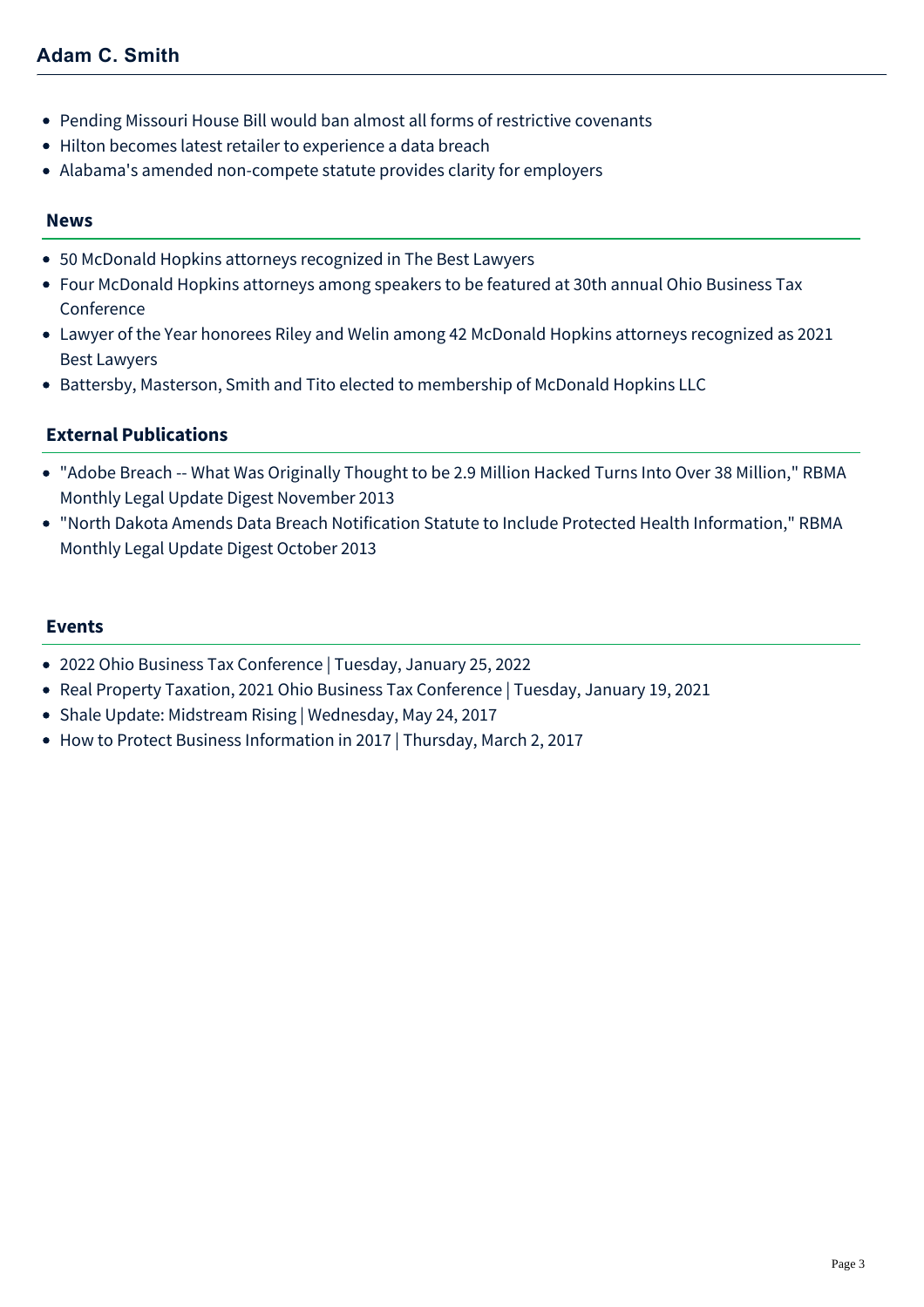- Pending Missouri House Bill would ban almost all forms of restrictive covenants
- Hilton becomes latest retailer to experience a data breach
- Alabama's amended non-compete statute provides clarity for employers

## News

- 50 McDonald Hopkins attorneys recognized in The Best Lawyers
- Four McDonald Hopkins attorneys among speakers to be featured at 30th annual Ohio Business Tax Conference
- Lawyer of the Year honorees Riley and Welin among 42 McDonald Hopkins attorneys recognized as 2021 Best Lawyers
- Battersby, Masterson, Smith and Tito elected to membership of McDonald Hopkins LLC

## External Publications

- "Adobe Breach -- What Was Originally Thought to be 2.9 Million Hacked Turns Into Over 38 Million," RBMA Monthly Legal Update Digest November 2013
- "North Dakota Amends Data Breach Notification Statute to Include Protected Health Information," RBMA Monthly Legal Update Digest October 2013

## Events

- 2022 Ohio Business Tax Conference | Tuesday, January 25, 2022
- Real Property Taxation, 2021 Ohio Business Tax Conference | Tuesday, January 19, 2021
- Shale Update: Midstream Rising | Wednesday, May 24, 2017
- How to Protect Business Information in 2017 | Thursday, March 2, 2017